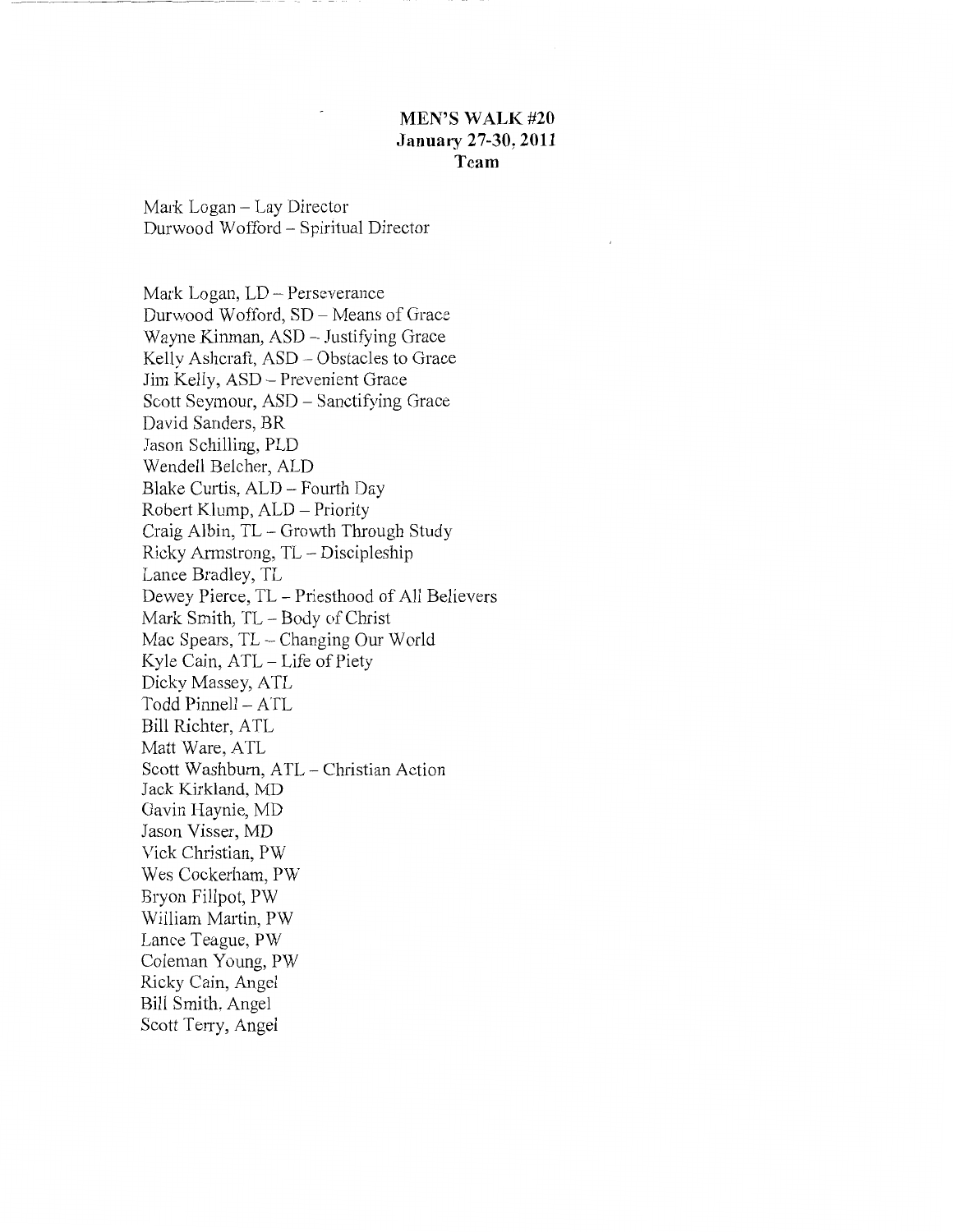**MEN'S WALK #20**
**January 27-30, 2011**
**Team**

Mark Logan – Lay Director
Durwood Wofford – Spiritual Director

Mark Logan, LD – Perseverance
Durwood Wofford, SD – Means of Grace
Wayne Kinman, ASD – Justifying Grace
Kelly Ashcraft, ASD – Obstacles to Grace
Jim Kelly, ASD – Prevenient Grace
Scott Seymour, ASD – Sanctifying Grace
David Sanders, BR
Jason Schilling, PLD
Wendell Belcher, ALD
Blake Curtis, ALD – Fourth Day
Robert Klump, ALD – Priority
Craig Albin, TL – Growth Through Study
Ricky Armstrong, TL – Discipleship
Lance Bradley, TL
Dewey Pierce, TL – Priesthood of All Believers
Mark Smith, TL – Body of Christ
Mac Spears, TL – Changing Our World
Kyle Cain, ATL – Life of Piety
Dicky Massey, ATL
Todd Pinnell – ATL
Bill Richter, ATL
Matt Ware, ATL
Scott Washburn, ATL – Christian Action
Jack Kirkland, MD
Gavin Haynie, MD
Jason Visser, MD
Vick Christian, PW
Wes Cockerham, PW
Bryon Filpot, PW
William Martin, PW
Lance Teague, PW
Coleman Young, PW
Ricky Cain, Angel
Bill Smith, Angel
Scott Terry, Angel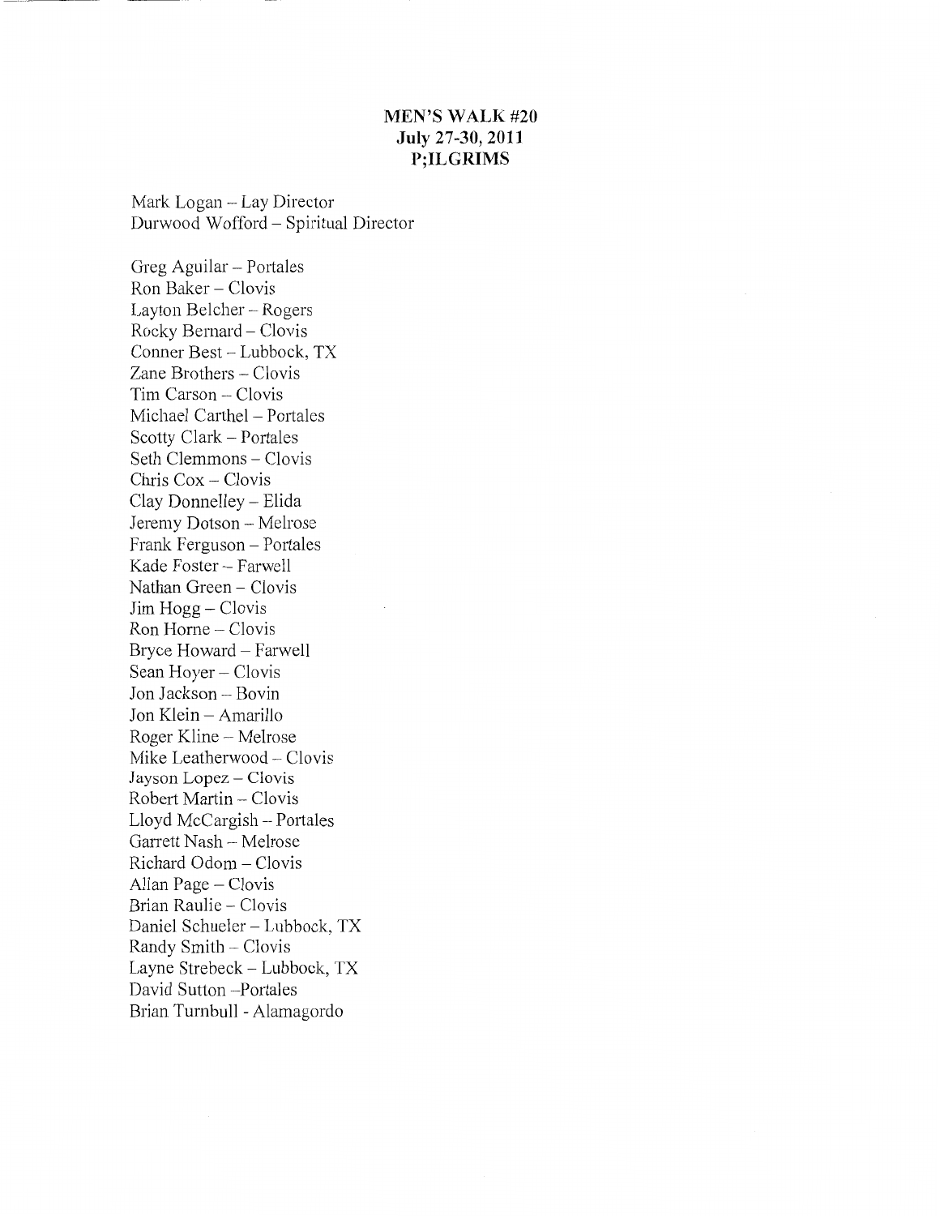**MEN'S WALK #20**
**July 27-30, 2011**
**P;ILGRIMS**

Mark Logan – Lay Director
Durwood Wofford – Spiritual Director

Greg Aguilar – Portales
Ron Baker – Clovis
Layton Belcher – Rogers
Rocky Bernard – Clovis
Conner Best – Lubbock, TX
Zane Brothers – Clovis
Tim Carson – Clovis
Michael Carthel – Portales
Scotty Clark – Portales
Seth Clemmons – Clovis
Chris Cox – Clovis
Clay Donnelley – Elida
Jeremy Dotson – Melrose
Frank Ferguson – Portales
Kade Foster – Farwell
Nathan Green – Clovis
Jim Hogg – Clovis
Ron Horne – Clovis
Bryce Howard – Farwell
Sean Hoyer – Clovis
Jon Jackson – Bovin
Jon Klein – Amarillo
Roger Kline – Melrose
Mike Leatherwood – Clovis
Jayson Lopez – Clovis
Robert Martin – Clovis
Lloyd McCargish – Portales
Garrett Nash – Melrose
Richard Odom – Clovis
Allan Page – Clovis
Brian Raulie – Clovis
Daniel Schueler – Lubbock, TX
Randy Smith – Clovis
Layne Strebeck – Lubbock, TX
David Sutton –Portales
Brian Turnbull - Alamagordo